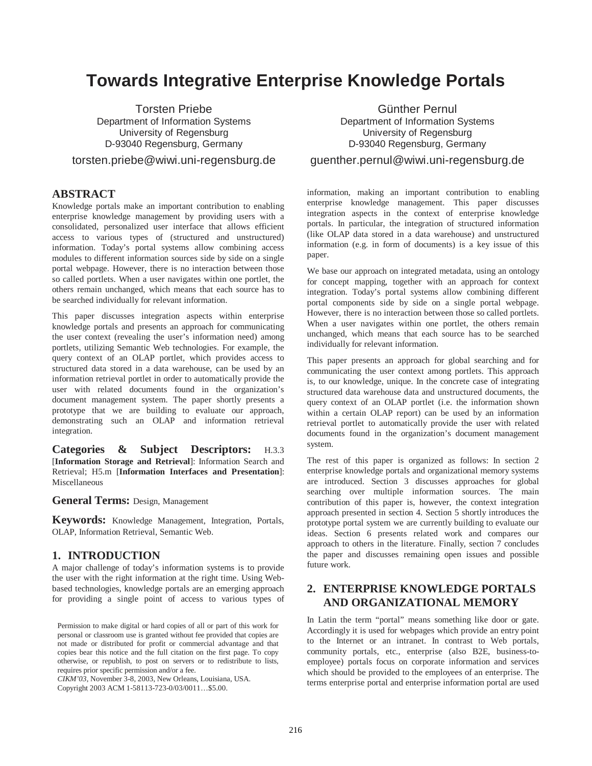# Towards Integrative Enterprise Knowledge Portals

Torsten Priebe
Department of Information Systems
University of Regensburg
D-93040 Regensburg, Germany
torsten.priebe@wiwi.uni-regensburg.de

Günther Pernul
Department of Information Systems
University of Regensburg
D-93040 Regensburg, Germany
guenther.pernul@wiwi.uni-regensburg.de

## ABSTRACT

Knowledge portals make an important contribution to enabling enterprise knowledge management by providing users with a consolidated, personalized user interface that allows efficient access to various types of (structured and unstructured) information. Today's portal systems allow combining access modules to different information sources side by side on a single portal webpage. However, there is no interaction between those so called portlets. When a user navigates within one portlet, the others remain unchanged, which means that each source has to be searched individually for relevant information.

This paper discusses integration aspects within enterprise knowledge portals and presents an approach for communicating the user context (revealing the user's information need) among portlets, utilizing Semantic Web technologies. For example, the query context of an OLAP portlet, which provides access to structured data stored in a data warehouse, can be used by an information retrieval portlet in order to automatically provide the user with related documents found in the organization's document management system. The paper shortly presents a prototype that we are building to evaluate our approach, demonstrating such an OLAP and information retrieval integration.

**Categories & Subject Descriptors:** H.3.3 [**Information Storage and Retrieval**]: Information Search and Retrieval; H5.m [**Information Interfaces and Presentation**]: Miscellaneous

**General Terms:** Design, Management

**Keywords:** Knowledge Management, Integration, Portals, OLAP, Information Retrieval, Semantic Web.

## 1. INTRODUCTION

A major challenge of today's information systems is to provide the user with the right information at the right time. Using Web-based technologies, knowledge portals are an emerging approach for providing a single point of access to various types of information, making an important contribution to enabling enterprise knowledge management. This paper discusses integration aspects in the context of enterprise knowledge portals. In particular, the integration of structured information (like OLAP data stored in a data warehouse) and unstructured information (e.g. in form of documents) is a key issue of this paper.

We base our approach on integrated metadata, using an ontology for concept mapping, together with an approach for context integration. Today's portal systems allow combining different portal components side by side on a single portal webpage. However, there is no interaction between those so called portlets. When a user navigates within one portlet, the others remain unchanged, which means that each source has to be searched individually for relevant information.

This paper presents an approach for global searching and for communicating the user context among portlets. This approach is, to our knowledge, unique. In the concrete case of integrating structured data warehouse data and unstructured documents, the query context of an OLAP portlet (i.e. the information shown within a certain OLAP report) can be used by an information retrieval portlet to automatically provide the user with related documents found in the organization's document management system.

The rest of this paper is organized as follows: In section 2 enterprise knowledge portals and organizational memory systems are introduced. Section 3 discusses approaches for global searching over multiple information sources. The main contribution of this paper is, however, the context integration approach presented in section 4. Section 5 shortly introduces the prototype portal system we are currently building to evaluate our ideas. Section 6 presents related work and compares our approach to others in the literature. Finally, section 7 concludes the paper and discusses remaining open issues and possible future work.

## 2. ENTERPRISE KNOWLEDGE PORTALS AND ORGANIZATIONAL MEMORY

In Latin the term "portal" means something like door or gate. Accordingly it is used for webpages which provide an entry point to the Internet or an intranet. In contrast to Web portals, community portals, etc., enterprise (also B2E, business-to-employee) portals focus on corporate information and services which should be provided to the employees of an enterprise. The terms enterprise portal and enterprise information portal are used

Permission to make digital or hard copies of all or part of this work for personal or classroom use is granted without fee provided that copies are not made or distributed for profit or commercial advantage and that copies bear this notice and the full citation on the first page. To copy otherwise, or republish, to post on servers or to redistribute to lists, requires prior specific permission and/or a fee.
*CIKM'03*, November 3-8, 2003, New Orleans, Louisiana, USA.
Copyright 2003 ACM 1-58113-723-0/03/0011…$5.00.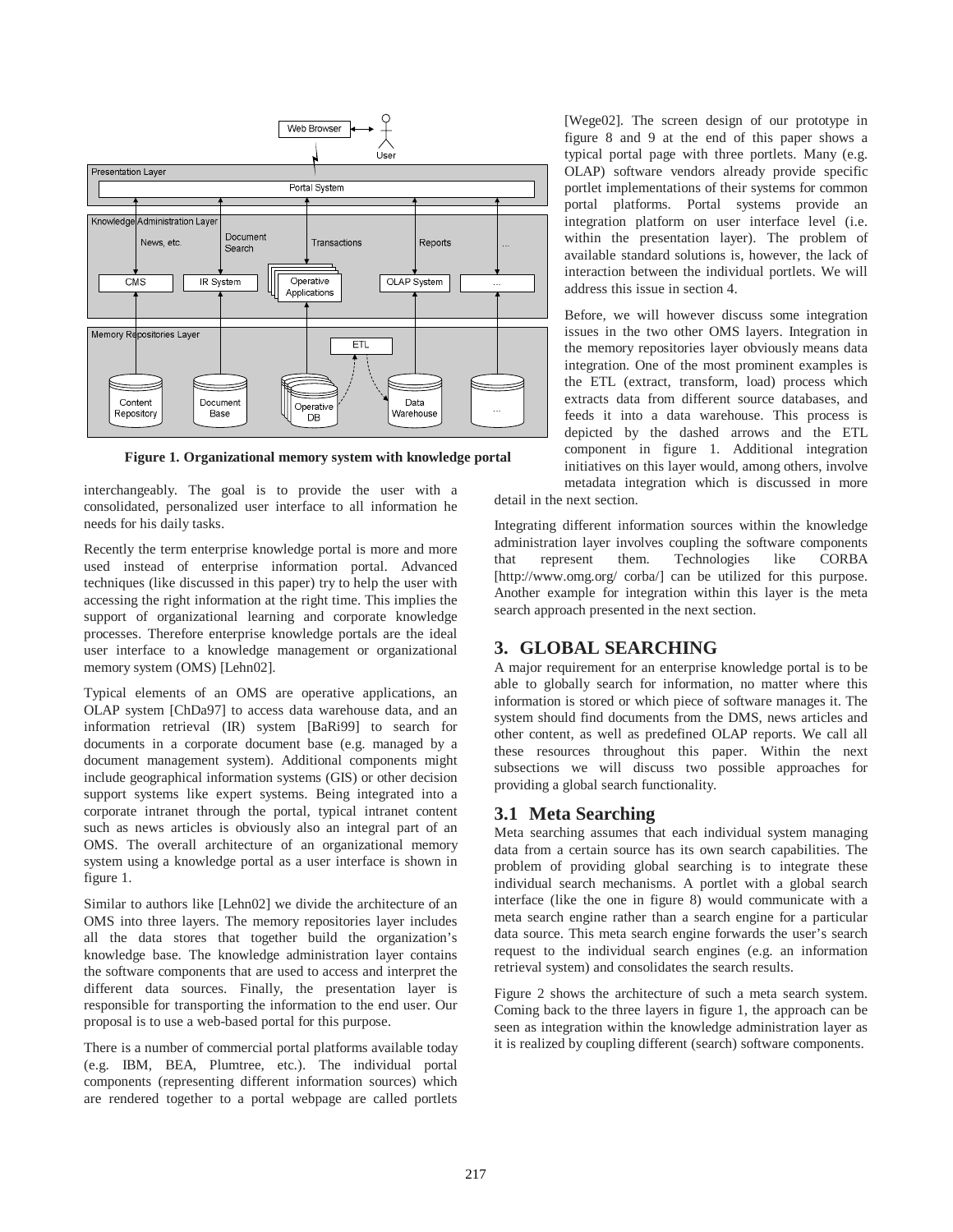Figure 1. Organizational memory system with knowledge portal

interchangeably. The goal is to provide the user with a consolidated, personalized user interface to all information he needs for his daily tasks.

Recently the term enterprise knowledge portal is more and more used instead of enterprise information portal. Advanced techniques (like discussed in this paper) try to help the user with accessing the right information at the right time. This implies the support of organizational learning and corporate knowledge processes. Therefore enterprise knowledge portals are the ideal user interface to a knowledge management or organizational memory system (OMS) [Lehn02].

Typical elements of an OMS are operative applications, an OLAP system [ChDa97] to access data warehouse data, and an information retrieval (IR) system [BaRi99] to search for documents in a corporate document base (e.g. managed by a document management system). Additional components might include geographical information systems (GIS) or other decision support systems like expert systems. Being integrated into a corporate intranet through the portal, typical intranet content such as news articles is obviously also an integral part of an OMS. The overall architecture of an organizational memory system using a knowledge portal as a user interface is shown in figure 1.

Similar to authors like [Lehn02] we divide the architecture of an OMS into three layers. The memory repositories layer includes all the data stores that together build the organization's knowledge base. The knowledge administration layer contains the software components that are used to access and interpret the different data sources. Finally, the presentation layer is responsible for transporting the information to the end user. Our proposal is to use a web-based portal for this purpose.

There is a number of commercial portal platforms available today (e.g. IBM, BEA, Plumtree, etc.). The individual portal components (representing different information sources) which are rendered together to a portal webpage are called portlets [Wege02]. The screen design of our prototype in figure 8 and 9 at the end of this paper shows a typical portal page with three portlets. Many (e.g. OLAP) software vendors already provide specific portlet implementations of their systems for common portal platforms. Portal systems provide an integration platform on user interface level (i.e. within the presentation layer). The problem of available standard solutions is, however, the lack of interaction between the individual portlets. We will address this issue in section 4.

Before, we will however discuss some integration issues in the two other OMS layers. Integration in the memory repositories layer obviously means data integration. One of the most prominent examples is the ETL (extract, transform, load) process which extracts data from different source databases, and feeds it into a data warehouse. This process is depicted by the dashed arrows and the ETL component in figure 1. Additional integration initiatives on this layer would, among others, involve metadata integration which is discussed in more detail in the next section.

Integrating different information sources within the knowledge administration layer involves coupling the software components that represent them. Technologies like CORBA [http://www.omg.org/ corba/] can be utilized for this purpose. Another example for integration within this layer is the meta search approach presented in the next section.

## 3. GLOBAL SEARCHING

A major requirement for an enterprise knowledge portal is to be able to globally search for information, no matter where this information is stored or which piece of software manages it. The system should find documents from the DMS, news articles and other content, as well as predefined OLAP reports. We call all these resources throughout this paper. Within the next subsections we will discuss two possible approaches for providing a global search functionality.

### 3.1 Meta Searching

Meta searching assumes that each individual system managing data from a certain source has its own search capabilities. The problem of providing global searching is to integrate these individual search mechanisms. A portlet with a global search interface (like the one in figure 8) would communicate with a meta search engine rather than a search engine for a particular data source. This meta search engine forwards the user's search request to the individual search engines (e.g. an information retrieval system) and consolidates the search results.

Figure 2 shows the architecture of such a meta search system. Coming back to the three layers in figure 1, the approach can be seen as integration within the knowledge administration layer as it is realized by coupling different (search) software components.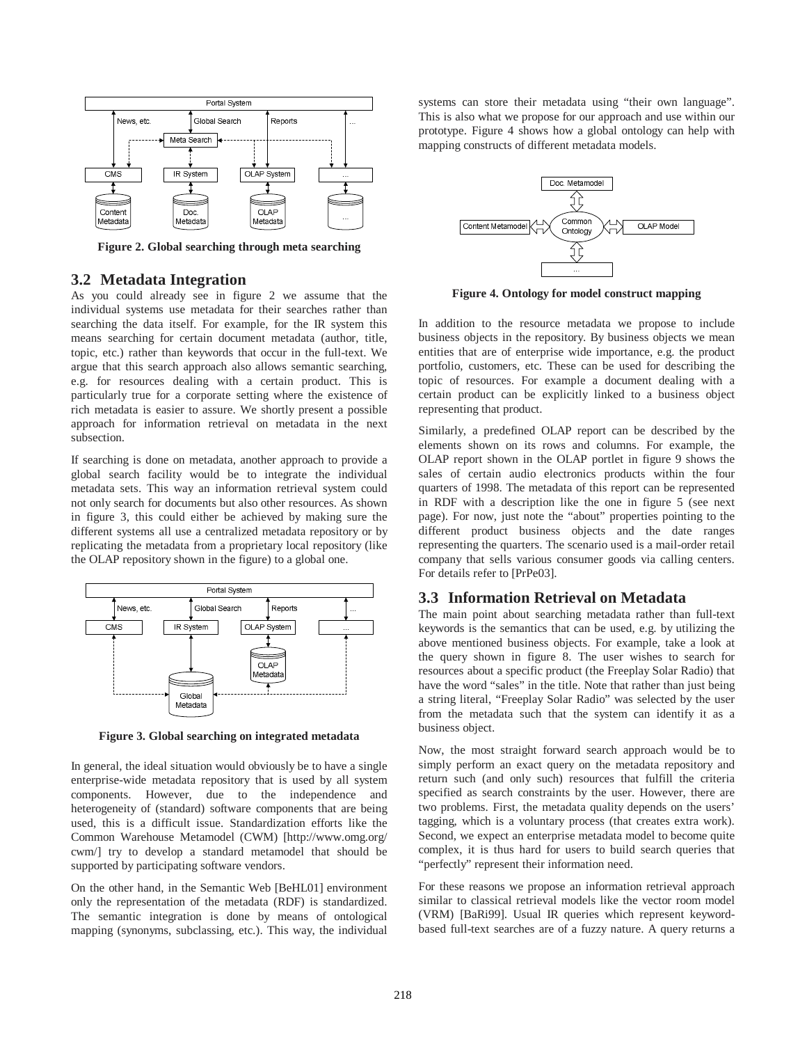Portal System

News, etc.

Global Search

Reports

...

Meta Search

CMS

IR System

OLAP System

...

Content Metadata

Doc. Metadata

OLAP Metadata

...

**Figure 2. Global searching through meta searching**

## 3.2 Metadata Integration

As you could already see in figure 2 we assume that the individual systems use metadata for their searches rather than searching the data itself. For example, for the IR system this means searching for certain document metadata (author, title, topic, etc.) rather than keywords that occur in the full-text. We argue that this search approach also allows semantic searching, e.g. for resources dealing with a certain product. This is particularly true for a corporate setting where the existence of rich metadata is easier to assure. We shortly present a possible approach for information retrieval on metadata in the next subsection.

If searching is done on metadata, another approach to provide a global search facility would be to integrate the individual metadata sets. This way an information retrieval system could not only search for documents but also other resources. As shown in figure 3, this could either be achieved by making sure the different systems all use a centralized metadata repository or by replicating the metadata from a proprietary local repository (like the OLAP repository shown in the figure) to a global one.

Portal System

News, etc.

Global Search

Reports

...

CMS

IR System

OLAP System

...

OLAP Metadata

Global Metadata

**Figure 3. Global searching on integrated metadata**

In general, the ideal situation would obviously be to have a single enterprise-wide metadata repository that is used by all system components. However, due to the independence and heterogeneity of (standard) software components that are being used, this is a difficult issue. Standardization efforts like the Common Warehouse Metamodel (CWM) [http://www.omg.org/cwm/] try to develop a standard metamodel that should be supported by participating software vendors.

On the other hand, in the Semantic Web [BeHL01] environment only the representation of the metadata (RDF) is standardized. The semantic integration is done by means of ontological mapping (synonyms, subclassing, etc.). This way, the individual systems can store their metadata using "their own language". This is also what we propose for our approach and use within our prototype. Figure 4 shows how a global ontology can help with mapping constructs of different metadata models.

Doc. Metamodel

Content Metamodel

Common Ontology

OLAP Model

...

**Figure 4. Ontology for model construct mapping**

In addition to the resource metadata we propose to include business objects in the repository. By business objects we mean entities that are of enterprise wide importance, e.g. the product portfolio, customers, etc. These can be used for describing the topic of resources. For example a document dealing with a certain product can be explicitly linked to a business object representing that product.

Similarly, a predefined OLAP report can be described by the elements shown on its rows and columns. For example, the OLAP report shown in the OLAP portlet in figure 9 shows the sales of certain audio electronics products within the four quarters of 1998. The metadata of this report can be represented in RDF with a description like the one in figure 5 (see next page). For now, just note the "about" properties pointing to the different product business objects and the date ranges representing the quarters. The scenario used is a mail-order retail company that sells various consumer goods via calling centers. For details refer to [PrPe03].

## 3.3 Information Retrieval on Metadata

The main point about searching metadata rather than full-text keywords is the semantics that can be used, e.g. by utilizing the above mentioned business objects. For example, take a look at the query shown in figure 8. The user wishes to search for resources about a specific product (the Freeplay Solar Radio) that have the word "sales" in the title. Note that rather than just being a string literal, "Freeplay Solar Radio" was selected by the user from the metadata such that the system can identify it as a business object.

Now, the most straight forward search approach would be to simply perform an exact query on the metadata repository and return such (and only such) resources that fulfill the criteria specified as search constraints by the user. However, there are two problems. First, the metadata quality depends on the users' tagging, which is a voluntary process (that creates extra work). Second, we expect an enterprise metadata model to become quite complex, it is thus hard for users to build search queries that "perfectly" represent their information need.

For these reasons we propose an information retrieval approach similar to classical retrieval models like the vector room model (VRM) [BaRi99]. Usual IR queries which represent keyword-based full-text searches are of a fuzzy nature. A query returns a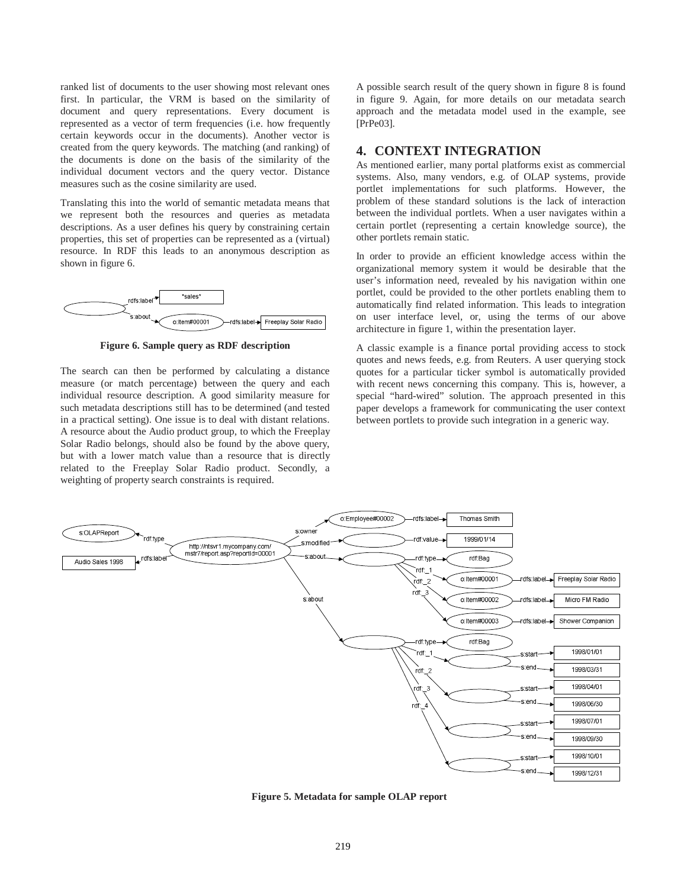ranked list of documents to the user showing most relevant ones first. In particular, the VRM is based on the similarity of document and query representations. Every document is represented as a vector of term frequencies (i.e. how frequently certain keywords occur in the documents). Another vector is created from the query keywords. The matching (and ranking) of the documents is done on the basis of the similarity of the individual document vectors and the query vector. Distance measures such as the cosine similarity are used.

Translating this into the world of semantic metadata means that we represent both the resources and queries as metadata descriptions. As a user defines his query by constraining certain properties, this set of properties can be represented as a (virtual) resource. In RDF this leads to an anonymous description as shown in figure 6.

**Figure 6. Sample query as RDF description**

The search can then be performed by calculating a distance measure (or match percentage) between the query and each individual resource description. A good similarity measure for such metadata descriptions still has to be determined (and tested in a practical setting). One issue is to deal with distant relations. A resource about the Audio product group, to which the Freeplay Solar Radio belongs, should also be found by the above query, but with a lower match value than a resource that is directly related to the Freeplay Solar Radio product. Secondly, a weighting of property search constraints is required.

A possible search result of the query shown in figure 8 is found in figure 9. Again, for more details on our metadata search approach and the metadata model used in the example, see [PrPe03].

## 4. CONTEXT INTEGRATION

As mentioned earlier, many portal platforms exist as commercial systems. Also, many vendors, e.g. of OLAP systems, provide portlet implementations for such platforms. However, the problem of these standard solutions is the lack of interaction between the individual portlets. When a user navigates within a certain portlet (representing a certain knowledge source), the other portlets remain static.

In order to provide an efficient knowledge access within the organizational memory system it would be desirable that the user's information need, revealed by his navigation within one portlet, could be provided to the other portlets enabling them to automatically find related information. This leads to integration on user interface level, or, using the terms of our above architecture in figure 1, within the presentation layer.

A classic example is a finance portal providing access to stock quotes and news feeds, e.g. from Reuters. A user querying stock quotes for a particular ticker symbol is automatically provided with recent news concerning this company. This is, however, a special "hard-wired" solution. The approach presented in this paper develops a framework for communicating the user context between portlets to provide such integration in a generic way.

**Figure 5. Metadata for sample OLAP report**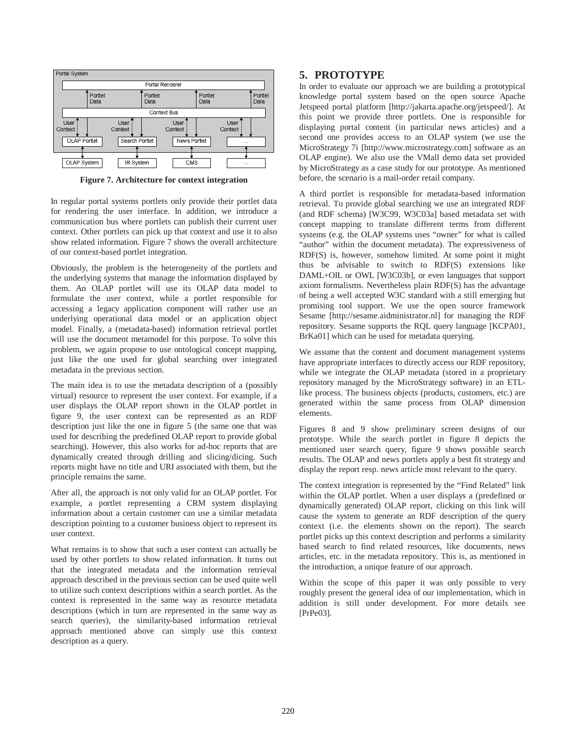Figure 7. Architecture for context integration

In regular portal systems portlets only provide their portlet data for rendering the user interface. In addition, we introduce a communication bus where portlets can publish their current user context. Other portlets can pick up that context and use it to also show related information. Figure 7 shows the overall architecture of our context-based portlet integration.

Obviously, the problem is the heterogeneity of the portlets and the underlying systems that manage the information displayed by them. An OLAP portlet will use its OLAP data model to formulate the user context, while a portlet responsible for accessing a legacy application component will rather use an underlying operational data model or an application object model. Finally, a (metadata-based) information retrieval portlet will use the document metamodel for this purpose. To solve this problem, we again propose to use ontological concept mapping, just like the one used for global searching over integrated metadata in the previous section.

The main idea is to use the metadata description of a (possibly virtual) resource to represent the user context. For example, if a user displays the OLAP report shown in the OLAP portlet in figure 9, the user context can be represented as an RDF description just like the one in figure 5 (the same one that was used for describing the predefined OLAP report to provide global searching). However, this also works for ad-hoc reports that are dynamically created through drilling and slicing/dicing. Such reports might have no title and URI associated with them, but the principle remains the same.

After all, the approach is not only valid for an OLAP portlet. For example, a portlet representing a CRM system displaying information about a certain customer can use a similar metadata description pointing to a customer business object to represent its user context.

What remains is to show that such a user context can actually be used by other portlets to show related information. It turns out that the integrated metadata and the information retrieval approach described in the previous section can be used quite well to utilize such context descriptions within a search portlet. As the context is represented in the same way as resource metadata descriptions (which in turn are represented in the same way as search queries), the similarity-based information retrieval approach mentioned above can simply use this context description as a query.

## 5. PROTOTYPE

In order to evaluate our approach we are building a prototypical knowledge portal system based on the open source Apache Jetspeed portal platform [http://jakarta.apache.org/jetspeed/]. At this point we provide three portlets. One is responsible for displaying portal content (in particular news articles) and a second one provides access to an OLAP system (we use the MicroStrategy 7i [http://www.microstrategy.com] software as an OLAP engine). We also use the VMall demo data set provided by MicroStrategy as a case study for our prototype. As mentioned before, the scenario is a mail-order retail company.

A third portlet is responsible for metadata-based information retrieval. To provide global searching we use an integrated RDF (and RDF schema) [W3C99, W3C03a] based metadata set with concept mapping to translate different terms from different systems (e.g. the OLAP systems uses "owner" for what is called "author" within the document metadata). The expressiveness of RDF(S) is, however, somehow limited. At some point it might thus be advisable to switch to RDF(S) extensions like DAML+OIL or OWL [W3C03b], or even languages that support axiom formalisms. Nevertheless plain RDF(S) has the advantage of being a well accepted W3C standard with a still emerging but promising tool support. We use the open source framework Sesame [http://sesame.aidministrator.nl] for managing the RDF repository. Sesame supports the RQL query language [KCPA01, BrKa01] which can be used for metadata querying.

We assume that the content and document management systems have appropriate interfaces to directly access our RDF repository, while we integrate the OLAP metadata (stored in a proprietary repository managed by the MicroStrategy software) in an ETL-like process. The business objects (products, customers, etc.) are generated within the same process from OLAP dimension elements.

Figures 8 and 9 show preliminary screen designs of our prototype. While the search portlet in figure 8 depicts the mentioned user search query, figure 9 shows possible search results. The OLAP and news portlets apply a best fit strategy and display the report resp. news article most relevant to the query.

The context integration is represented by the "Find Related" link within the OLAP portlet. When a user displays a (predefined or dynamically generated) OLAP report, clicking on this link will cause the system to generate an RDF description of the query context (i.e. the elements shown on the report). The search portlet picks up this context description and performs a similarity based search to find related resources, like documents, news articles, etc. in the metadata repository. This is, as mentioned in the introduction, a unique feature of our approach.

Within the scope of this paper it was only possible to very roughly present the general idea of our implementation, which in addition is still under development. For more details see [PrPe03].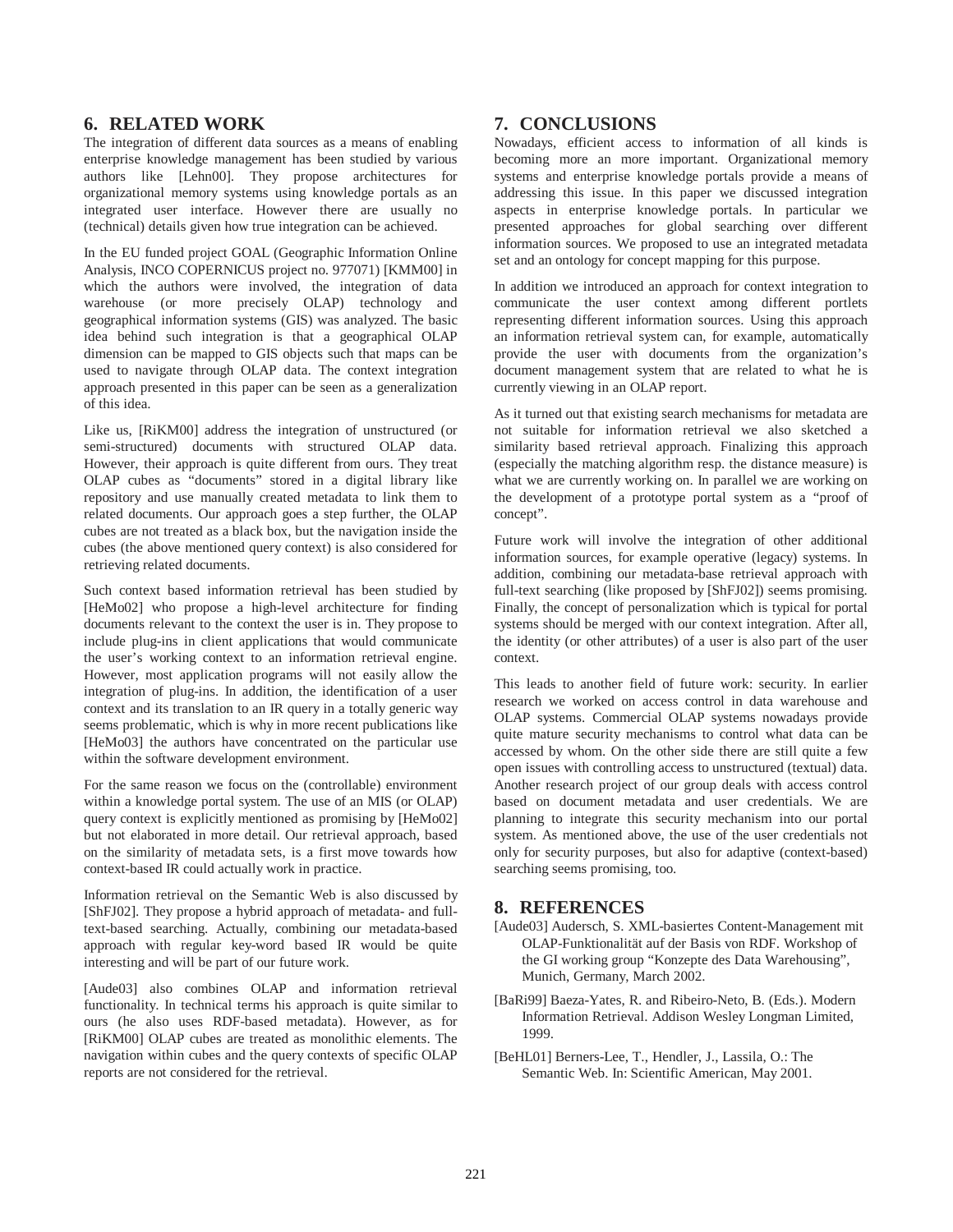## 6. RELATED WORK

The integration of different data sources as a means of enabling enterprise knowledge management has been studied by various authors like [Lehn00]. They propose architectures for organizational memory systems using knowledge portals as an integrated user interface. However there are usually no (technical) details given how true integration can be achieved.

In the EU funded project GOAL (Geographic Information Online Analysis, INCO COPERNICUS project no. 977071) [KMM00] in which the authors were involved, the integration of data warehouse (or more precisely OLAP) technology and geographical information systems (GIS) was analyzed. The basic idea behind such integration is that a geographical OLAP dimension can be mapped to GIS objects such that maps can be used to navigate through OLAP data. The context integration approach presented in this paper can be seen as a generalization of this idea.

Like us, [RiKM00] address the integration of unstructured (or semi-structured) documents with structured OLAP data. However, their approach is quite different from ours. They treat OLAP cubes as "documents" stored in a digital library like repository and use manually created metadata to link them to related documents. Our approach goes a step further, the OLAP cubes are not treated as a black box, but the navigation inside the cubes (the above mentioned query context) is also considered for retrieving related documents.

Such context based information retrieval has been studied by [HeMo02] who propose a high-level architecture for finding documents relevant to the context the user is in. They propose to include plug-ins in client applications that would communicate the user's working context to an information retrieval engine. However, most application programs will not easily allow the integration of plug-ins. In addition, the identification of a user context and its translation to an IR query in a totally generic way seems problematic, which is why in more recent publications like [HeMo03] the authors have concentrated on the particular use within the software development environment.

For the same reason we focus on the (controllable) environment within a knowledge portal system. The use of an MIS (or OLAP) query context is explicitly mentioned as promising by [HeMo02] but not elaborated in more detail. Our retrieval approach, based on the similarity of metadata sets, is a first move towards how context-based IR could actually work in practice.

Information retrieval on the Semantic Web is also discussed by [ShFJ02]. They propose a hybrid approach of metadata- and full-text-based searching. Actually, combining our metadata-based approach with regular key-word based IR would be quite interesting and will be part of our future work.

[Aude03] also combines OLAP and information retrieval functionality. In technical terms his approach is quite similar to ours (he also uses RDF-based metadata). However, as for [RiKM00] OLAP cubes are treated as monolithic elements. The navigation within cubes and the query contexts of specific OLAP reports are not considered for the retrieval.

## 7. CONCLUSIONS

Nowadays, efficient access to information of all kinds is becoming more an more important. Organizational memory systems and enterprise knowledge portals provide a means of addressing this issue. In this paper we discussed integration aspects in enterprise knowledge portals. In particular we presented approaches for global searching over different information sources. We proposed to use an integrated metadata set and an ontology for concept mapping for this purpose.

In addition we introduced an approach for context integration to communicate the user context among different portlets representing different information sources. Using this approach an information retrieval system can, for example, automatically provide the user with documents from the organization's document management system that are related to what he is currently viewing in an OLAP report.

As it turned out that existing search mechanisms for metadata are not suitable for information retrieval we also sketched a similarity based retrieval approach. Finalizing this approach (especially the matching algorithm resp. the distance measure) is what we are currently working on. In parallel we are working on the development of a prototype portal system as a "proof of concept".

Future work will involve the integration of other additional information sources, for example operative (legacy) systems. In addition, combining our metadata-base retrieval approach with full-text searching (like proposed by [ShFJ02]) seems promising. Finally, the concept of personalization which is typical for portal systems should be merged with our context integration. After all, the identity (or other attributes) of a user is also part of the user context.

This leads to another field of future work: security. In earlier research we worked on access control in data warehouse and OLAP systems. Commercial OLAP systems nowadays provide quite mature security mechanisms to control what data can be accessed by whom. On the other side there are still quite a few open issues with controlling access to unstructured (textual) data. Another research project of our group deals with access control based on document metadata and user credentials. We are planning to integrate this security mechanism into our portal system. As mentioned above, the use of the user credentials not only for security purposes, but also for adaptive (context-based) searching seems promising, too.

## 8. REFERENCES

[Aude03] Audersch, S. XML-basiertes Content-Management mit OLAP-Funktionalität auf der Basis von RDF. Workshop of the GI working group "Konzepte des Data Warehousing", Munich, Germany, March 2002.

[BaRi99] Baeza-Yates, R. and Ribeiro-Neto, B. (Eds.). Modern Information Retrieval. Addison Wesley Longman Limited, 1999.

[BeHL01] Berners-Lee, T., Hendler, J., Lassila, O.: The Semantic Web. In: Scientific American, May 2001.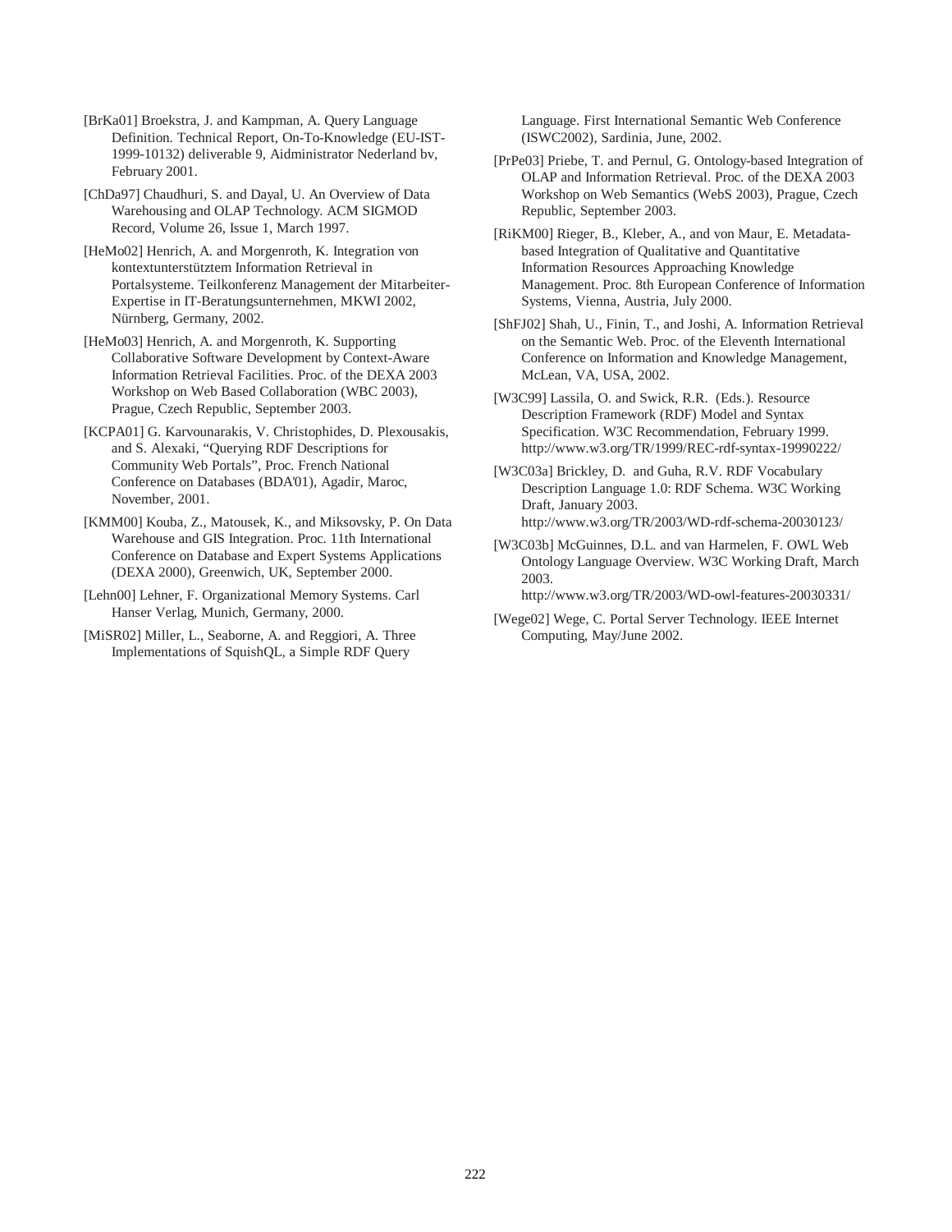[BrKa01] Broekstra, J. and Kampman, A. Query Language Definition. Technical Report, On-To-Knowledge (EU-IST-1999-10132) deliverable 9, Aidministrator Nederland bv, February 2001.

[ChDa97] Chaudhuri, S. and Dayal, U. An Overview of Data Warehousing and OLAP Technology. ACM SIGMOD Record, Volume 26, Issue 1, March 1997.

[HeMo02] Henrich, A. and Morgenroth, K. Integration von kontextunterstütztem Information Retrieval in Portalsysteme. Teilkonferenz Management der Mitarbeiter-Expertise in IT-Beratungsunternehmen, MKWI 2002, Nürnberg, Germany, 2002.

[HeMo03] Henrich, A. and Morgenroth, K. Supporting Collaborative Software Development by Context-Aware Information Retrieval Facilities. Proc. of the DEXA 2003 Workshop on Web Based Collaboration (WBC 2003), Prague, Czech Republic, September 2003.

[KCPA01] G. Karvounarakis, V. Christophides, D. Plexousakis, and S. Alexaki, "Querying RDF Descriptions for Community Web Portals", Proc. French National Conference on Databases (BDA'01), Agadir, Maroc, November, 2001.

[KMM00] Kouba, Z., Matousek, K., and Miksovsky, P. On Data Warehouse and GIS Integration. Proc. 11th International Conference on Database and Expert Systems Applications (DEXA 2000), Greenwich, UK, September 2000.

[Lehn00] Lehner, F. Organizational Memory Systems. Carl Hanser Verlag, Munich, Germany, 2000.

[MiSR02] Miller, L., Seaborne, A. and Reggiori, A. Three Implementations of SquishQL, a Simple RDF Query Language. First International Semantic Web Conference (ISWC2002), Sardinia, June, 2002.

[PrPe03] Priebe, T. and Pernul, G. Ontology-based Integration of OLAP and Information Retrieval. Proc. of the DEXA 2003 Workshop on Web Semantics (WebS 2003), Prague, Czech Republic, September 2003.

[RiKM00] Rieger, B., Kleber, A., and von Maur, E. Metadata-based Integration of Qualitative and Quantitative Information Resources Approaching Knowledge Management. Proc. 8th European Conference of Information Systems, Vienna, Austria, July 2000.

[ShFJ02] Shah, U., Finin, T., and Joshi, A. Information Retrieval on the Semantic Web. Proc. of the Eleventh International Conference on Information and Knowledge Management, McLean, VA, USA, 2002.

[W3C99] Lassila, O. and Swick, R.R. (Eds.). Resource Description Framework (RDF) Model and Syntax Specification. W3C Recommendation, February 1999. http://www.w3.org/TR/1999/REC-rdf-syntax-19990222/

[W3C03a] Brickley, D. and Guha, R.V. RDF Vocabulary Description Language 1.0: RDF Schema. W3C Working Draft, January 2003. http://www.w3.org/TR/2003/WD-rdf-schema-20030123/

[W3C03b] McGuinnes, D.L. and van Harmelen, F. OWL Web Ontology Language Overview. W3C Working Draft, March 2003. http://www.w3.org/TR/2003/WD-owl-features-20030331/

[Wege02] Wege, C. Portal Server Technology. IEEE Internet Computing, May/June 2002.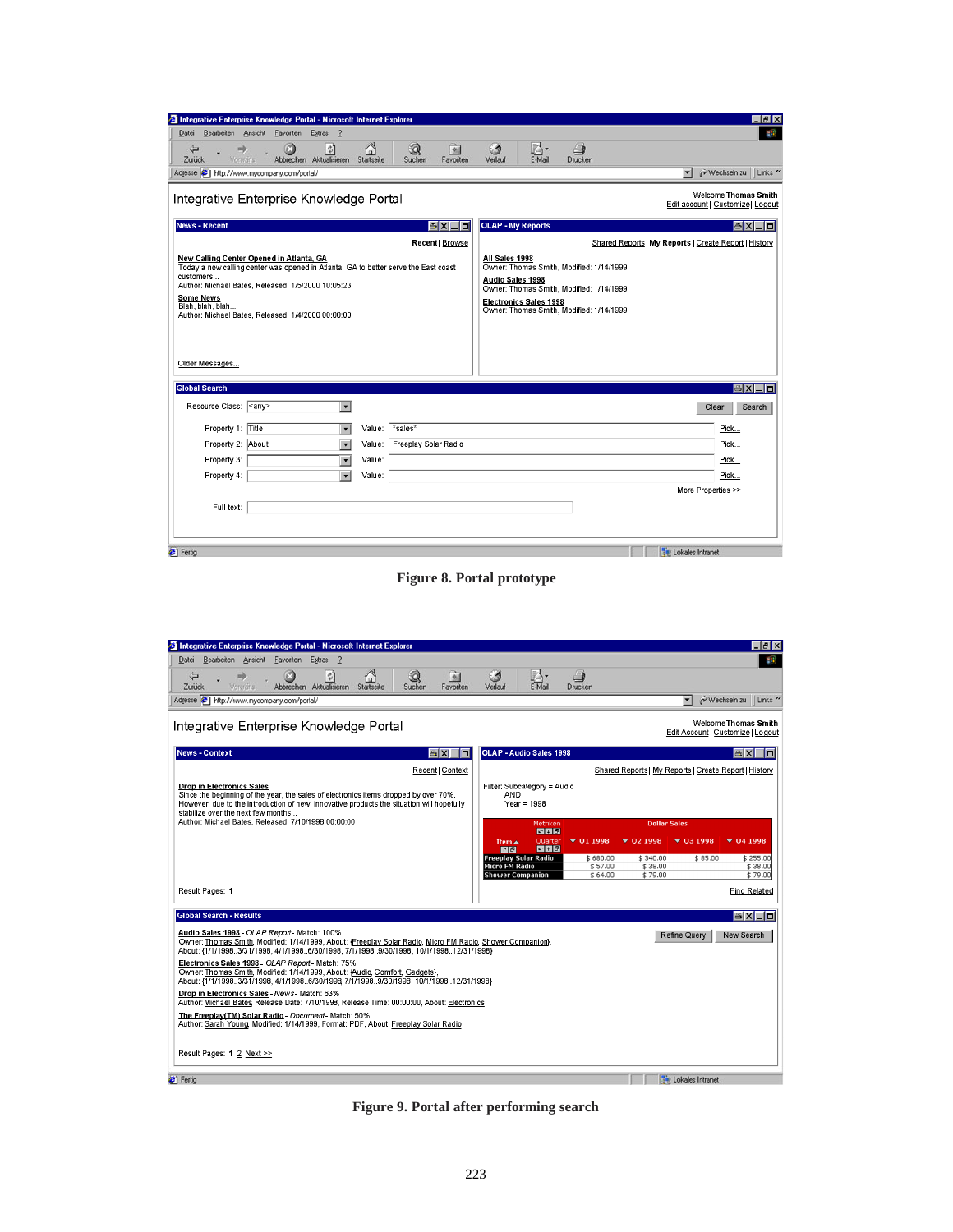Figure 8. Portal prototype

Figure 9. Portal after performing search